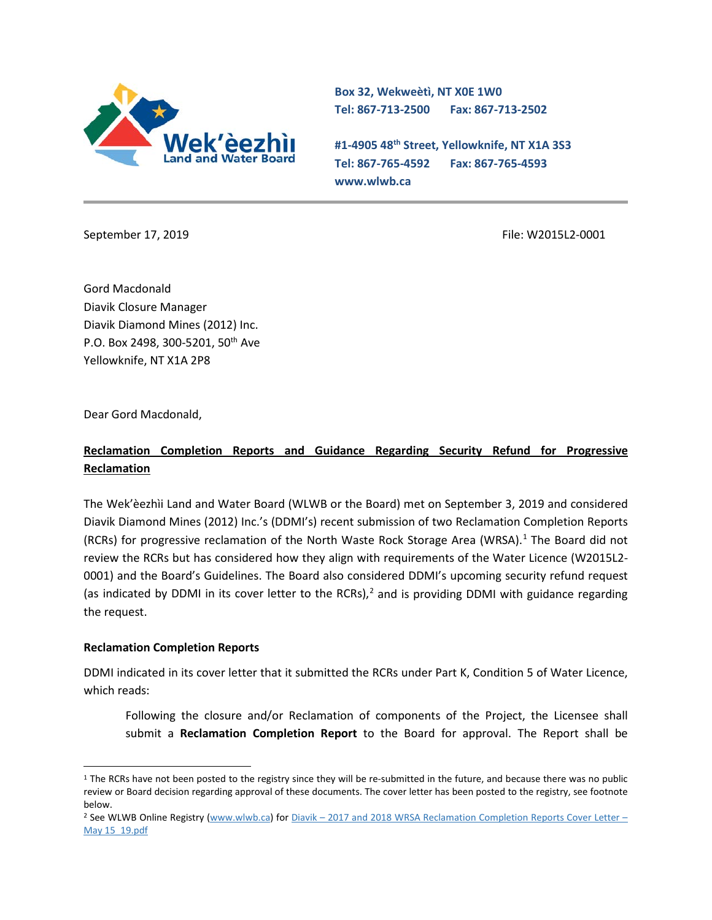Wek'èezhìi Land and Water Board

Box 32, Wekweètì, NT X0E 1W0
Tel: 867-713-2500 Fax: 867-713-2502

#1-4905 48th Street, Yellowknife, NT X1A 3S3
Tel: 867-765-4592 Fax: 867-765-4593
www.wlwb.ca

September 17, 2019

File: W2015L2-0001

Gord Macdonald
Diavik Closure Manager
Diavik Diamond Mines (2012) Inc.
P.O. Box 2498, 300-5201, 50th Ave
Yellowknife, NT X1A 2P8

Dear Gord Macdonald,

**Reclamation Completion Reports and Guidance Regarding Security Refund for Progressive Reclamation**

The Wek'èezhìi Land and Water Board (WLWB or the Board) met on September 3, 2019 and considered Diavik Diamond Mines (2012) Inc.'s (DDMI's) recent submission of two Reclamation Completion Reports (RCRs) for progressive reclamation of the North Waste Rock Storage Area (WRSA).[1] The Board did not review the RCRs but has considered how they align with requirements of the Water Licence (W2015L2-0001) and the Board's Guidelines. The Board also considered DDMI's upcoming security refund request (as indicated by DDMI in its cover letter to the RCRs),[2] and is providing DDMI with guidance regarding the request.

### Reclamation Completion Reports

DDMI indicated in its cover letter that it submitted the RCRs under Part K, Condition 5 of Water Licence, which reads:

> Following the closure and/or Reclamation of components of the Project, the Licensee shall submit a **Reclamation Completion Report** to the Board for approval. The Report shall be

---

[1] The RCRs have not been posted to the registry since they will be re-submitted in the future, and because there was no public review or Board decision regarding approval of these documents. The cover letter has been posted to the registry, see footnote below.

[2] See WLWB Online Registry (www.wlwb.ca) for Diavik – 2017 and 2018 WRSA Reclamation Completion Reports Cover Letter – May 15_19.pdf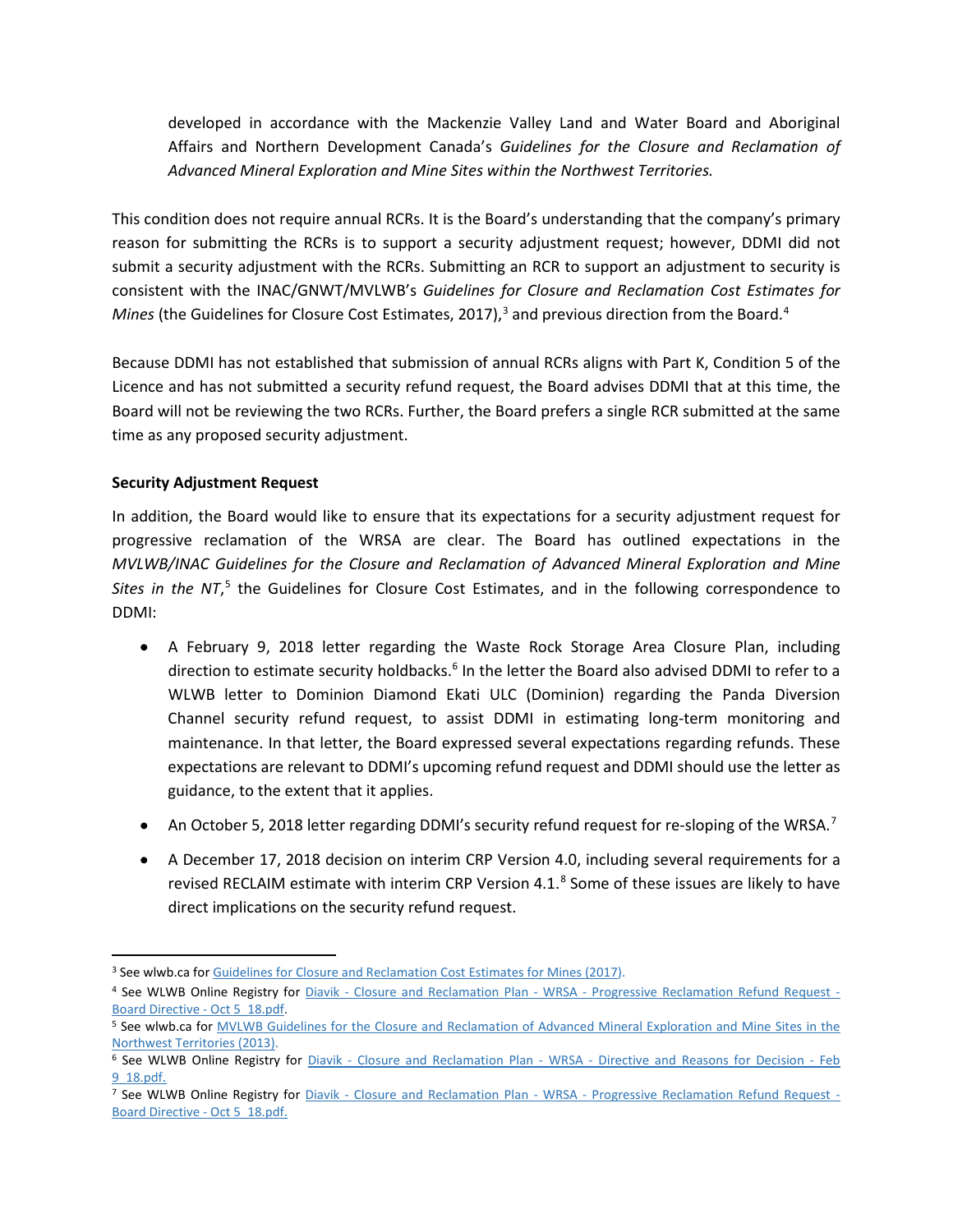developed in accordance with the Mackenzie Valley Land and Water Board and Aboriginal Affairs and Northern Development Canada's *Guidelines for the Closure and Reclamation of Advanced Mineral Exploration and Mine Sites within the Northwest Territories.*

This condition does not require annual RCRs. It is the Board's understanding that the company's primary reason for submitting the RCRs is to support a security adjustment request; however, DDMI did not submit a security adjustment with the RCRs. Submitting an RCR to support an adjustment to security is consistent with the INAC/GNWT/MVLWB's *Guidelines for Closure and Reclamation Cost Estimates for Mines* (the Guidelines for Closure Cost Estimates, 2017),[3] and previous direction from the Board.[4]

Because DDMI has not established that submission of annual RCRs aligns with Part K, Condition 5 of the Licence and has not submitted a security refund request, the Board advises DDMI that at this time, the Board will not be reviewing the two RCRs. Further, the Board prefers a single RCR submitted at the same time as any proposed security adjustment.

**Security Adjustment Request**

In addition, the Board would like to ensure that its expectations for a security adjustment request for progressive reclamation of the WRSA are clear. The Board has outlined expectations in the *MVLWB/INAC Guidelines for the Closure and Reclamation of Advanced Mineral Exploration and Mine Sites in the NT*,[5] the Guidelines for Closure Cost Estimates, and in the following correspondence to DDMI:

- A February 9, 2018 letter regarding the Waste Rock Storage Area Closure Plan, including direction to estimate security holdbacks.[6] In the letter the Board also advised DDMI to refer to a WLWB letter to Dominion Diamond Ekati ULC (Dominion) regarding the Panda Diversion Channel security refund request, to assist DDMI in estimating long-term monitoring and maintenance. In that letter, the Board expressed several expectations regarding refunds. These expectations are relevant to DDMI's upcoming refund request and DDMI should use the letter as guidance, to the extent that it applies.
- An October 5, 2018 letter regarding DDMI's security refund request for re-sloping of the WRSA.[7]
- A December 17, 2018 decision on interim CRP Version 4.0, including several requirements for a revised RECLAIM estimate with interim CRP Version 4.1.[8] Some of these issues are likely to have direct implications on the security refund request.

---

[3] See wlwb.ca for Guidelines for Closure and Reclamation Cost Estimates for Mines (2017).

[4] See WLWB Online Registry for Diavik - Closure and Reclamation Plan - WRSA - Progressive Reclamation Refund Request - Board Directive - Oct 5_18.pdf.

[5] See wlwb.ca for MVLWB Guidelines for the Closure and Reclamation of Advanced Mineral Exploration and Mine Sites in the Northwest Territories (2013).

[6] See WLWB Online Registry for Diavik - Closure and Reclamation Plan - WRSA - Directive and Reasons for Decision - Feb 9_18.pdf.

[7] See WLWB Online Registry for Diavik - Closure and Reclamation Plan - WRSA - Progressive Reclamation Refund Request - Board Directive - Oct 5_18.pdf.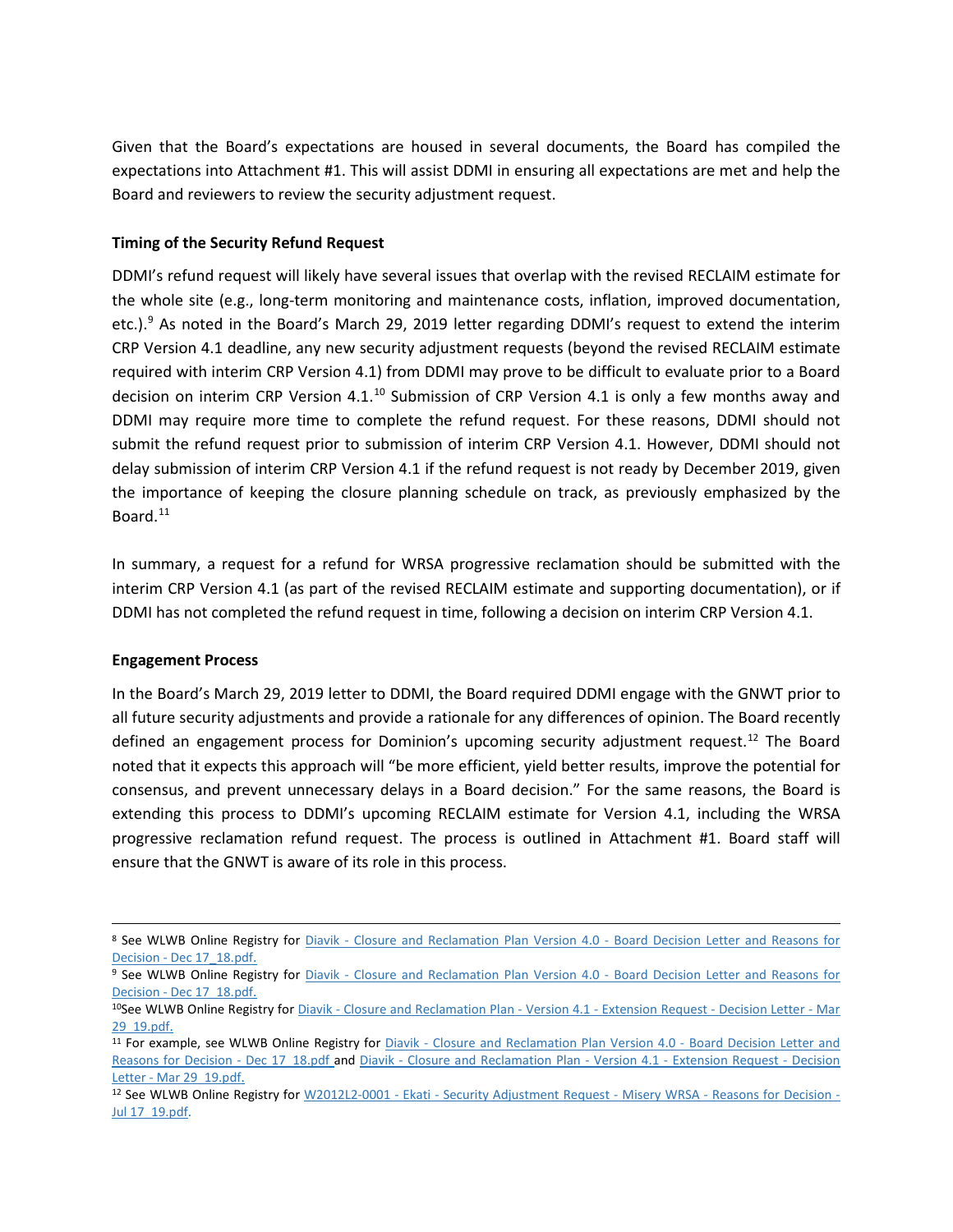Given that the Board's expectations are housed in several documents, the Board has compiled the expectations into Attachment #1. This will assist DDMI in ensuring all expectations are met and help the Board and reviewers to review the security adjustment request.

**Timing of the Security Refund Request**

DDMI's refund request will likely have several issues that overlap with the revised RECLAIM estimate for the whole site (e.g., long-term monitoring and maintenance costs, inflation, improved documentation, etc.).[9] As noted in the Board's March 29, 2019 letter regarding DDMI's request to extend the interim CRP Version 4.1 deadline, any new security adjustment requests (beyond the revised RECLAIM estimate required with interim CRP Version 4.1) from DDMI may prove to be difficult to evaluate prior to a Board decision on interim CRP Version 4.1.[10] Submission of CRP Version 4.1 is only a few months away and DDMI may require more time to complete the refund request. For these reasons, DDMI should not submit the refund request prior to submission of interim CRP Version 4.1. However, DDMI should not delay submission of interim CRP Version 4.1 if the refund request is not ready by December 2019, given the importance of keeping the closure planning schedule on track, as previously emphasized by the Board.[11]

In summary, a request for a refund for WRSA progressive reclamation should be submitted with the interim CRP Version 4.1 (as part of the revised RECLAIM estimate and supporting documentation), or if DDMI has not completed the refund request in time, following a decision on interim CRP Version 4.1.

**Engagement Process**

In the Board's March 29, 2019 letter to DDMI, the Board required DDMI engage with the GNWT prior to all future security adjustments and provide a rationale for any differences of opinion. The Board recently defined an engagement process for Dominion's upcoming security adjustment request.[12] The Board noted that it expects this approach will "be more efficient, yield better results, improve the potential for consensus, and prevent unnecessary delays in a Board decision." For the same reasons, the Board is extending this process to DDMI's upcoming RECLAIM estimate for Version 4.1, including the WRSA progressive reclamation refund request. The process is outlined in Attachment #1. Board staff will ensure that the GNWT is aware of its role in this process.

---

[8] See WLWB Online Registry for Diavik - Closure and Reclamation Plan Version 4.0 - Board Decision Letter and Reasons for Decision - Dec 17_18.pdf.

[9] See WLWB Online Registry for Diavik - Closure and Reclamation Plan Version 4.0 - Board Decision Letter and Reasons for Decision - Dec 17_18.pdf.

[10] See WLWB Online Registry for Diavik - Closure and Reclamation Plan - Version 4.1 - Extension Request - Decision Letter - Mar 29_19.pdf.

[11] For example, see WLWB Online Registry for Diavik - Closure and Reclamation Plan Version 4.0 - Board Decision Letter and Reasons for Decision - Dec 17_18.pdf and Diavik - Closure and Reclamation Plan - Version 4.1 - Extension Request - Decision Letter - Mar 29_19.pdf.

[12] See WLWB Online Registry for W2012L2-0001 - Ekati - Security Adjustment Request - Misery WRSA - Reasons for Decision - Jul 17_19.pdf.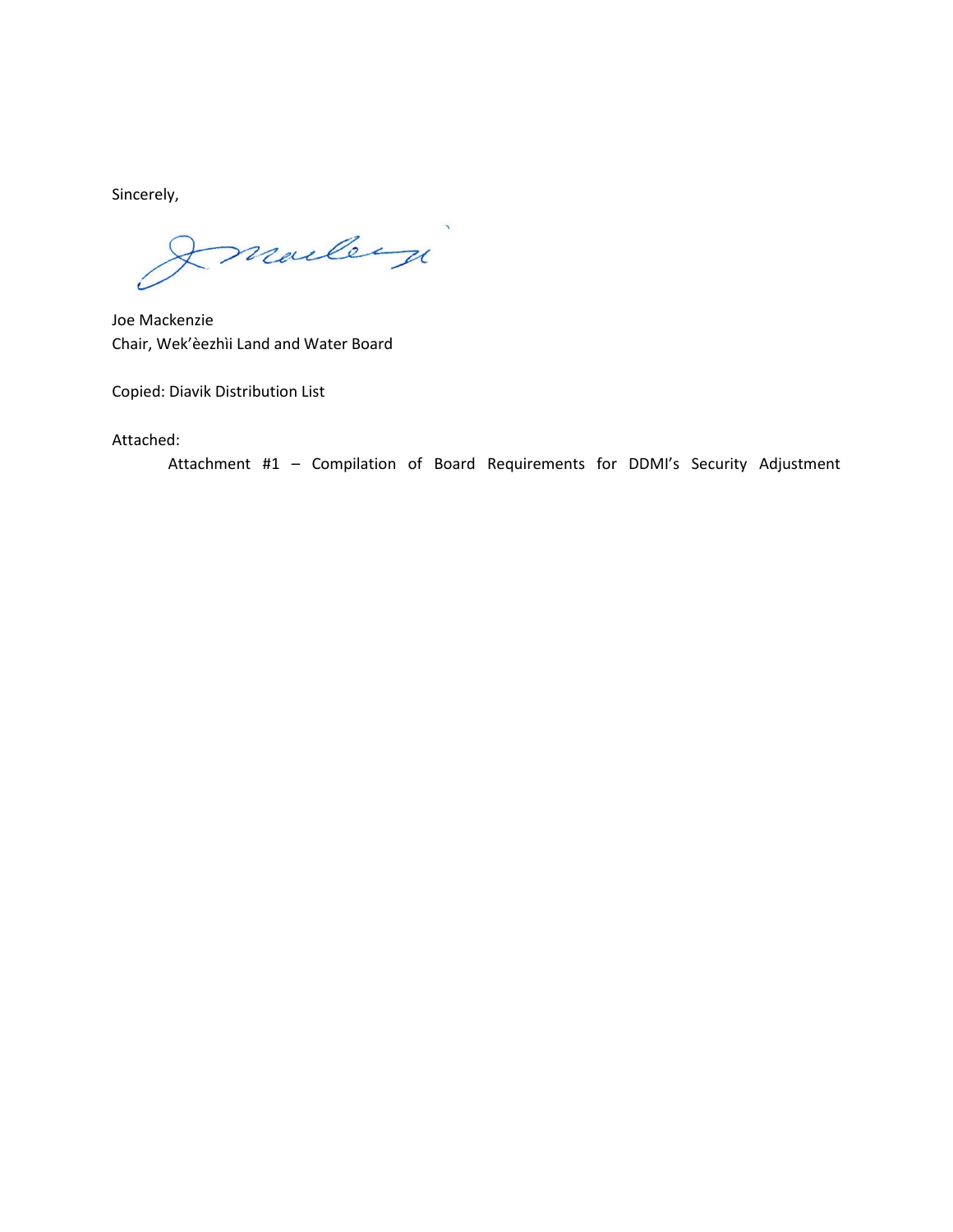Sincerely,

Joe Mackenzie
Chair, Wek'èezhìi Land and Water Board

Copied: Diavik Distribution List

Attached:

Attachment #1 – Compilation of Board Requirements for DDMI's Security Adjustment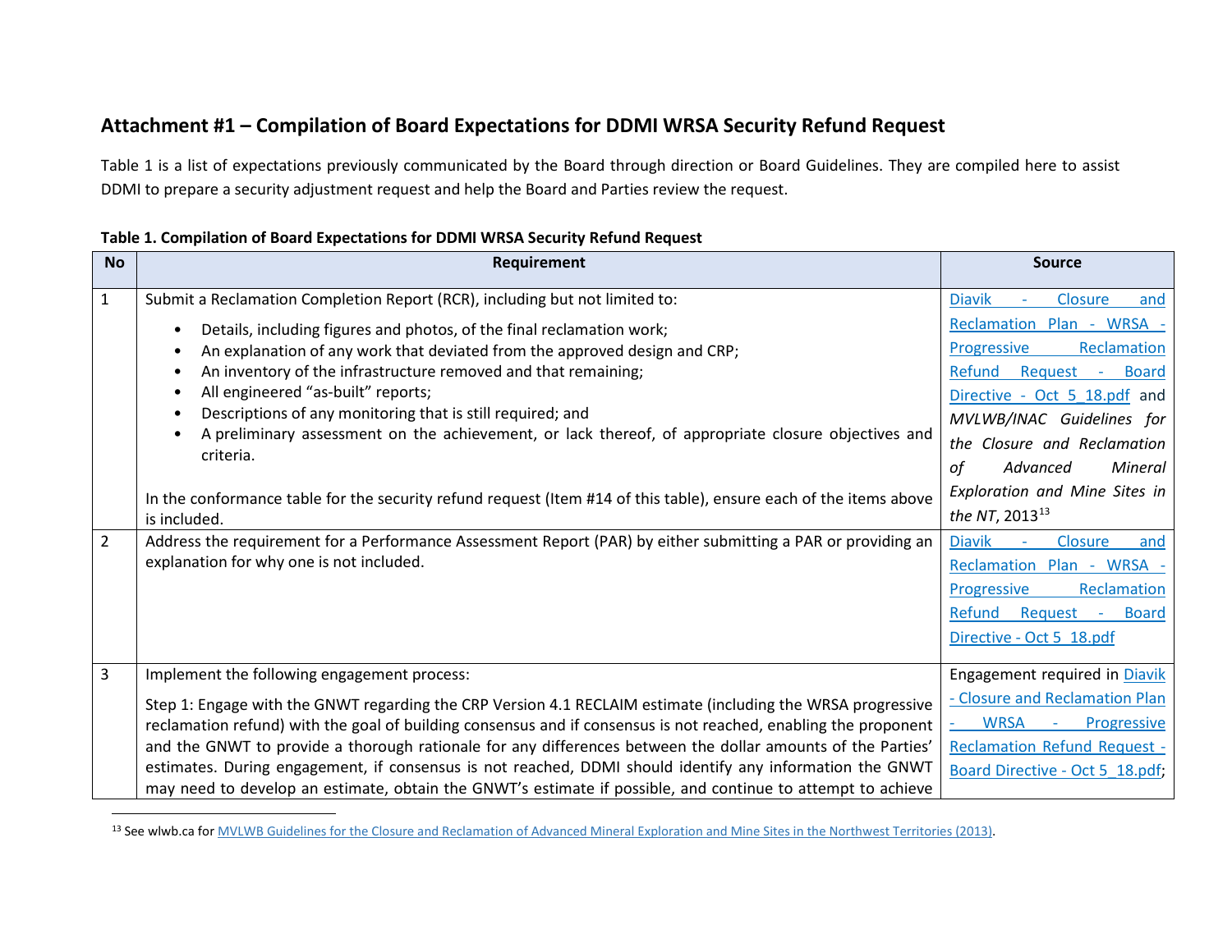## Attachment #1 – Compilation of Board Expectations for DDMI WRSA Security Refund Request

Table 1 is a list of expectations previously communicated by the Board through direction or Board Guidelines. They are compiled here to assist DDMI to prepare a security adjustment request and help the Board and Parties review the request.

**Table 1. Compilation of Board Expectations for DDMI WRSA Security Refund Request**

| No | Requirement | Source |
|---|---|---|
| 1 | Submit a Reclamation Completion Report (RCR), including but not limited to:<br>• Details, including figures and photos, of the final reclamation work;<br>• An explanation of any work that deviated from the approved design and CRP;<br>• An inventory of the infrastructure removed and that remaining;<br>• All engineered "as-built" reports;<br>• Descriptions of any monitoring that is still required; and<br>• A preliminary assessment on the achievement, or lack thereof, of appropriate closure objectives and criteria.<br><br>In the conformance table for the security refund request (Item #14 of this table), ensure each of the items above is included. | Diavik - Closure and Reclamation Plan - WRSA - Progressive Reclamation Refund Request - Board Directive - Oct 5_18.pdf and *MVLWB/INAC Guidelines for the Closure and Reclamation of Advanced Mineral Exploration and Mine Sites in the NT*, 2013[13] |
| 2 | Address the requirement for a Performance Assessment Report (PAR) by either submitting a PAR or providing an explanation for why one is not included. | Diavik - Closure and Reclamation Plan - WRSA - Progressive Reclamation Refund Request - Board Directive - Oct 5_18.pdf |
| 3 | Implement the following engagement process:<br><br>Step 1: Engage with the GNWT regarding the CRP Version 4.1 RECLAIM estimate (including the WRSA progressive reclamation refund) with the goal of building consensus and if consensus is not reached, enabling the proponent and the GNWT to provide a thorough rationale for any differences between the dollar amounts of the Parties' estimates. During engagement, if consensus is not reached, DDMI should identify any information the GNWT may need to develop an estimate, obtain the GNWT's estimate if possible, and continue to attempt to achieve | Engagement required in Diavik - Closure and Reclamation Plan - WRSA - Progressive Reclamation Refund Request - Board Directive - Oct 5_18.pdf; |

[13] See wlwb.ca for MVLWB Guidelines for the Closure and Reclamation of Advanced Mineral Exploration and Mine Sites in the Northwest Territories (2013).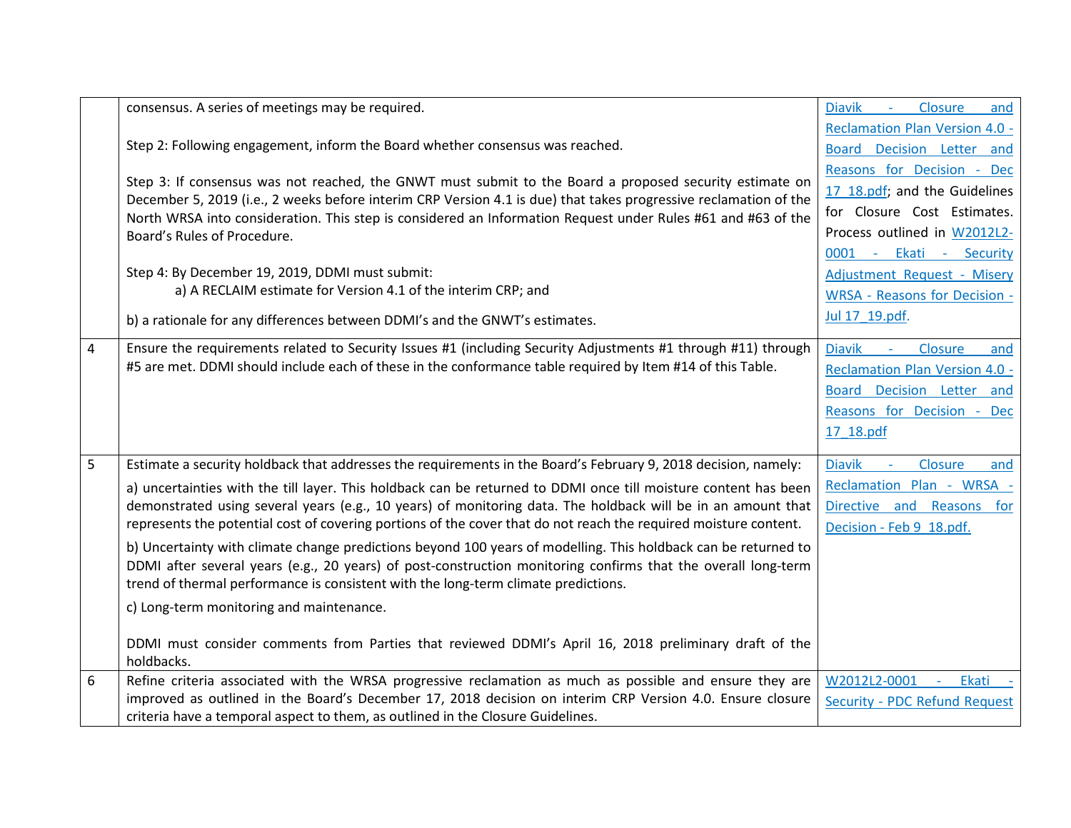| | | |
|---|---|---|
| | consensus. A series of meetings may be required.<br><br>Step 2: Following engagement, inform the Board whether consensus was reached.<br><br>Step 3: If consensus was not reached, the GNWT must submit to the Board a proposed security estimate on December 5, 2019 (i.e., 2 weeks before interim CRP Version 4.1 is due) that takes progressive reclamation of the North WRSA into consideration. This step is considered an Information Request under Rules #61 and #63 of the Board's Rules of Procedure.<br><br>Step 4: By December 19, 2019, DDMI must submit:<br>a) A RECLAIM estimate for Version 4.1 of the interim CRP; and<br><br>b) a rationale for any differences between DDMI's and the GNWT's estimates. | Diavik - Closure and Reclamation Plan Version 4.0 - Board Decision Letter and Reasons for Decision - Dec 17_18.pdf; and the Guidelines for Closure Cost Estimates. Process outlined in W2012L2-0001 - Ekati - Security Adjustment Request - Misery WRSA - Reasons for Decision - Jul 17_19.pdf. |
| 4 | Ensure the requirements related to Security Issues #1 (including Security Adjustments #1 through #11) through #5 are met. DDMI should include each of these in the conformance table required by Item #14 of this Table. | Diavik - Closure and Reclamation Plan Version 4.0 - Board Decision Letter and Reasons for Decision - Dec 17_18.pdf |
| 5 | Estimate a security holdback that addresses the requirements in the Board's February 9, 2018 decision, namely:<br><br>a) uncertainties with the till layer. This holdback can be returned to DDMI once till moisture content has been demonstrated using several years (e.g., 10 years) of monitoring data. The holdback will be in an amount that represents the potential cost of covering portions of the cover that do not reach the required moisture content.<br><br>b) Uncertainty with climate change predictions beyond 100 years of modelling. This holdback can be returned to DDMI after several years (e.g., 20 years) of post-construction monitoring confirms that the overall long-term trend of thermal performance is consistent with the long-term climate predictions.<br><br>c) Long-term monitoring and maintenance.<br><br>DDMI must consider comments from Parties that reviewed DDMI's April 16, 2018 preliminary draft of the holdbacks. | Diavik - Closure and Reclamation Plan - WRSA - Directive and Reasons for Decision - Feb 9_18.pdf. |
| 6 | Refine criteria associated with the WRSA progressive reclamation as much as possible and ensure they are improved as outlined in the Board's December 17, 2018 decision on interim CRP Version 4.0. Ensure closure criteria have a temporal aspect to them, as outlined in the Closure Guidelines. | W2012L2-0001 - Ekati - Security - PDC Refund Request |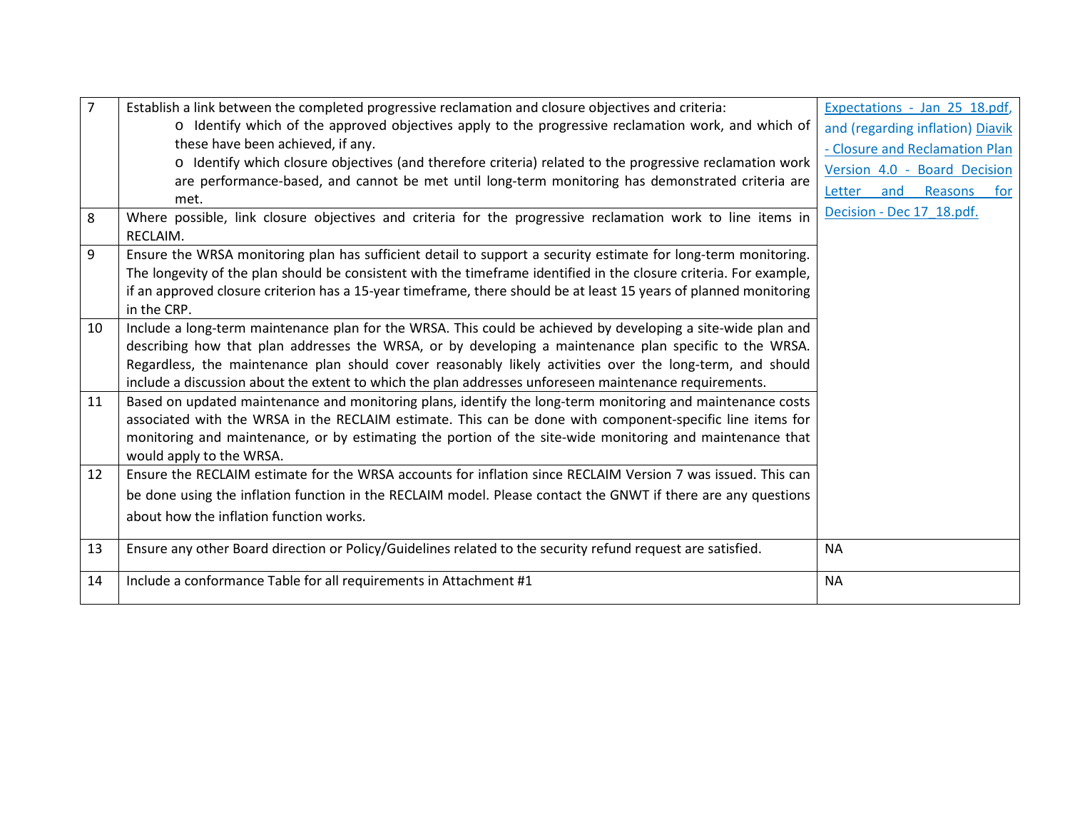| | | |
|---|---|---|
| 7 | Establish a link between the completed progressive reclamation and closure objectives and criteria:<br>o Identify which of the approved objectives apply to the progressive reclamation work, and which of these have been achieved, if any.<br>o Identify which closure objectives (and therefore criteria) related to the progressive reclamation work are performance-based, and cannot be met until long-term monitoring has demonstrated criteria are met. | Expectations - Jan 25 18.pdf, and (regarding inflation) Diavik - Closure and Reclamation Plan Version 4.0 - Board Decision Letter and Reasons for Decision - Dec 17_18.pdf. |
| 8 | Where possible, link closure objectives and criteria for the progressive reclamation work to line items in RECLAIM. | |
| 9 | Ensure the WRSA monitoring plan has sufficient detail to support a security estimate for long-term monitoring. The longevity of the plan should be consistent with the timeframe identified in the closure criteria. For example, if an approved closure criterion has a 15-year timeframe, there should be at least 15 years of planned monitoring in the CRP. | |
| 10 | Include a long-term maintenance plan for the WRSA. This could be achieved by developing a site-wide plan and describing how that plan addresses the WRSA, or by developing a maintenance plan specific to the WRSA. Regardless, the maintenance plan should cover reasonably likely activities over the long-term, and should include a discussion about the extent to which the plan addresses unforeseen maintenance requirements. | |
| 11 | Based on updated maintenance and monitoring plans, identify the long-term monitoring and maintenance costs associated with the WRSA in the RECLAIM estimate. This can be done with component-specific line items for monitoring and maintenance, or by estimating the portion of the site-wide monitoring and maintenance that would apply to the WRSA. | |
| 12 | Ensure the RECLAIM estimate for the WRSA accounts for inflation since RECLAIM Version 7 was issued. This can be done using the inflation function in the RECLAIM model. Please contact the GNWT if there are any questions about how the inflation function works. | |
| 13 | Ensure any other Board direction or Policy/Guidelines related to the security refund request are satisfied. | NA |
| 14 | Include a conformance Table for all requirements in Attachment #1 | NA |